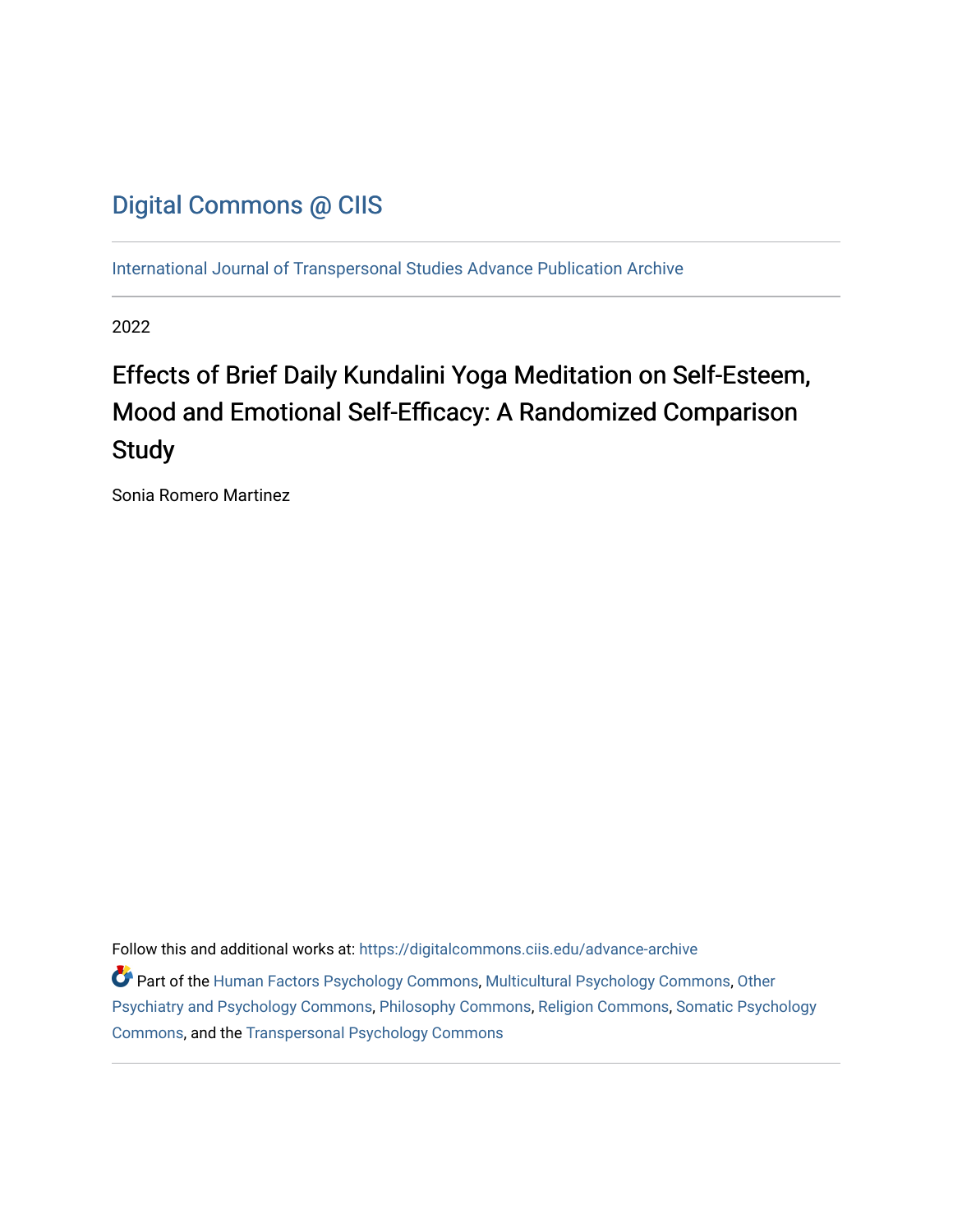Digital Commons @ CIIS

International Journal of Transpersonal Studies Advance Publication Archive

2022

# Effects of Brief Daily Kundalini Yoga Meditation on Self-Esteem, Mood and Emotional Self-Efficacy: A Randomized Comparison Study

Sonia Romero Martinez

Follow this and additional works at: https://digitalcommons.ciis.edu/advance-archive

Part of the Human Factors Psychology Commons, Multicultural Psychology Commons, Other Psychiatry and Psychology Commons, Philosophy Commons, Religion Commons, Somatic Psychology Commons, and the Transpersonal Psychology Commons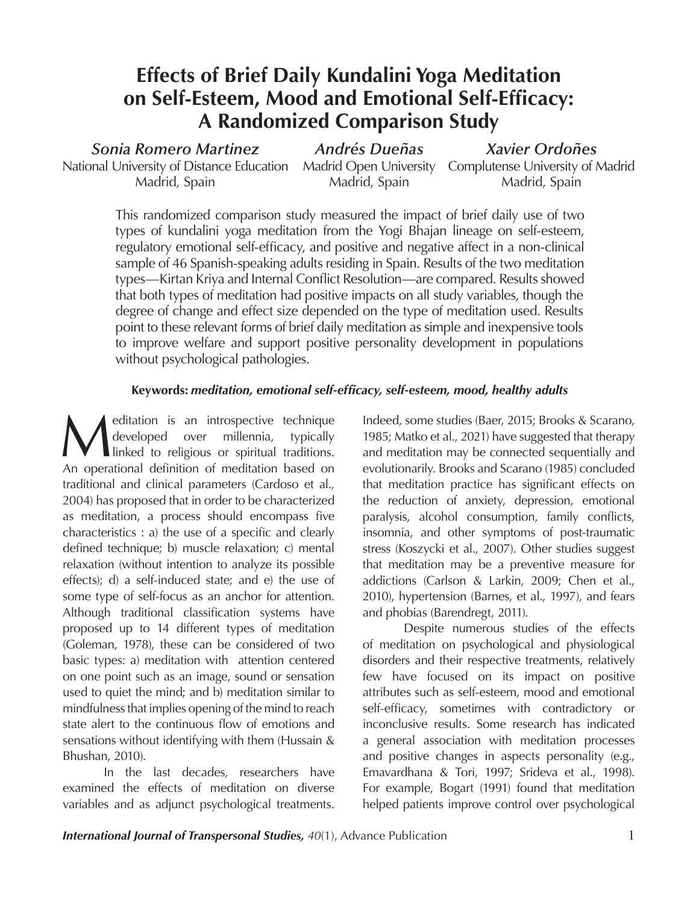# Effects of Brief Daily Kundalini Yoga Meditation on Self-Esteem, Mood and Emotional Self-Efficacy: A Randomized Comparison Study

***Sonia Romero Martinez***
National University of Distance Education
Madrid, Spain

***Andrés Dueñas***
Madrid Open University
Madrid, Spain

***Xavier Ordoñes***
Complutense University of Madrid
Madrid, Spain

This randomized comparison study measured the impact of brief daily use of two types of kundalini yoga meditation from the Yogi Bhajan lineage on self-esteem, regulatory emotional self-efficacy, and positive and negative affect in a non-clinical sample of 46 Spanish-speaking adults residing in Spain. Results of the two meditation types—Kirtan Kriya and Internal Conflict Resolution—are compared. Results showed that both types of meditation had positive impacts on all study variables, though the degree of change and effect size depended on the type of meditation used. Results point to these relevant forms of brief daily meditation as simple and inexpensive tools to improve welfare and support positive personality development in populations without psychological pathologies.

**Keywords:** ***meditation, emotional self-efficacy, self-esteem, mood, healthy adults***

Meditation is an introspective technique developed over millennia, typically linked to religious or spiritual traditions. An operational definition of meditation based on traditional and clinical parameters (Cardoso et al., 2004) has proposed that in order to be characterized as meditation, a process should encompass five characteristics : a) the use of a specific and clearly defined technique; b) muscle relaxation; c) mental relaxation (without intention to analyze its possible effects); d) a self-induced state; and e) the use of some type of self-focus as an anchor for attention. Although traditional classification systems have proposed up to 14 different types of meditation (Goleman, 1978), these can be considered of two basic types: a) meditation with attention centered on one point such as an image, sound or sensation used to quiet the mind; and b) meditation similar to mindfulness that implies opening of the mind to reach state alert to the continuous flow of emotions and sensations without identifying with them (Hussain & Bhushan, 2010).

In the last decades, researchers have examined the effects of meditation on diverse variables and as adjunct psychological treatments. Indeed, some studies (Baer, 2015; Brooks & Scarano, 1985; Matko et al., 2021) have suggested that therapy and meditation may be connected sequentially and evolutionarily. Brooks and Scarano (1985) concluded that meditation practice has significant effects on the reduction of anxiety, depression, emotional paralysis, alcohol consumption, family conflicts, insomnia, and other symptoms of post-traumatic stress (Koszycki et al., 2007). Other studies suggest that meditation may be a preventive measure for addictions (Carlson & Larkin, 2009; Chen et al., 2010), hypertension (Barnes, et al., 1997), and fears and phobias (Barendregt, 2011).

Despite numerous studies of the effects of meditation on psychological and physiological disorders and their respective treatments, relatively few have focused on its impact on positive attributes such as self-esteem, mood and emotional self-efficacy, sometimes with contradictory or inconclusive results. Some research has indicated a general association with meditation processes and positive changes in aspects personality (e.g., Emavardhana & Tori, 1997; Srideva et al., 1998). For example, Bogart (1991) found that meditation helped patients improve control over psychological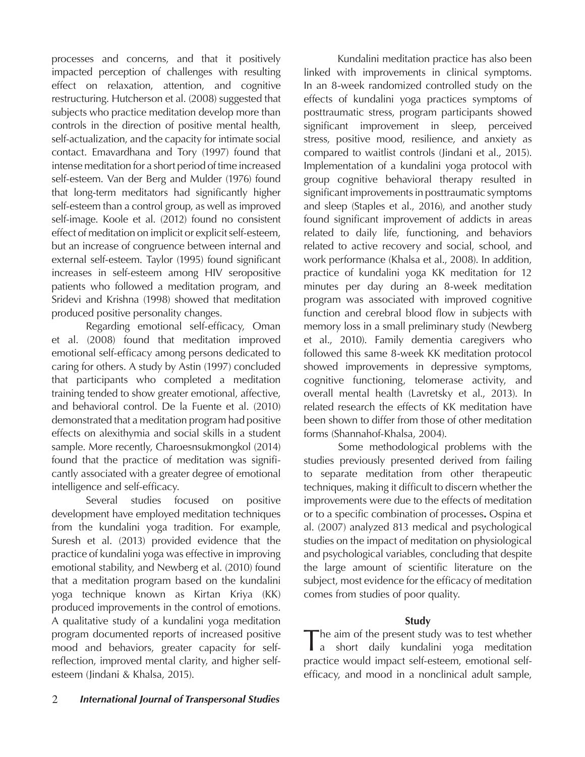processes and concerns, and that it positively impacted perception of challenges with resulting effect on relaxation, attention, and cognitive restructuring. Hutcherson et al. (2008) suggested that subjects who practice meditation develop more than controls in the direction of positive mental health, self-actualization, and the capacity for intimate social contact. Emavardhana and Tory (1997) found that intense meditation for a short period of time increased self-esteem. Van der Berg and Mulder (1976) found that long-term meditators had significantly higher self-esteem than a control group, as well as improved self-image. Koole et al. (2012) found no consistent effect of meditation on implicit or explicit self-esteem, but an increase of congruence between internal and external self-esteem. Taylor (1995) found significant increases in self-esteem among HIV seropositive patients who followed a meditation program, and Sridevi and Krishna (1998) showed that meditation produced positive personality changes.

Regarding emotional self-efficacy, Oman et al. (2008) found that meditation improved emotional self-efficacy among persons dedicated to caring for others. A study by Astin (1997) concluded that participants who completed a meditation training tended to show greater emotional, affective, and behavioral control. De la Fuente et al. (2010) demonstrated that a meditation program had positive effects on alexithymia and social skills in a student sample. More recently, Charoesnsukmongkol (2014) found that the practice of meditation was significantly associated with a greater degree of emotional intelligence and self-efficacy.

Several studies focused on positive development have employed meditation techniques from the kundalini yoga tradition. For example, Suresh et al. (2013) provided evidence that the practice of kundalini yoga was effective in improving emotional stability, and Newberg et al. (2010) found that a meditation program based on the kundalini yoga technique known as Kirtan Kriya (KK) produced improvements in the control of emotions. A qualitative study of a kundalini yoga meditation program documented reports of increased positive mood and behaviors, greater capacity for self-reflection, improved mental clarity, and higher self-esteem (Jindani & Khalsa, 2015).

Kundalini meditation practice has also been linked with improvements in clinical symptoms. In an 8-week randomized controlled study on the effects of kundalini yoga practices symptoms of posttraumatic stress, program participants showed significant improvement in sleep, perceived stress, positive mood, resilience, and anxiety as compared to waitlist controls (Jindani et al., 2015). Implementation of a kundalini yoga protocol with group cognitive behavioral therapy resulted in significant improvements in posttraumatic symptoms and sleep (Staples et al., 2016), and another study found significant improvement of addicts in areas related to daily life, functioning, and behaviors related to active recovery and social, school, and work performance (Khalsa et al., 2008). In addition, practice of kundalini yoga KK meditation for 12 minutes per day during an 8-week meditation program was associated with improved cognitive function and cerebral blood flow in subjects with memory loss in a small preliminary study (Newberg et al., 2010). Family dementia caregivers who followed this same 8-week KK meditation protocol showed improvements in depressive symptoms, cognitive functioning, telomerase activity, and overall mental health (Lavretsky et al., 2013). In related research the effects of KK meditation have been shown to differ from those of other meditation forms (Shannahof-Khalsa, 2004).

Some methodological problems with the studies previously presented derived from failing to separate meditation from other therapeutic techniques, making it difficult to discern whether the improvements were due to the effects of meditation or to a specific combination of processes**.** Ospina et al. (2007) analyzed 813 medical and psychological studies on the impact of meditation on physiological and psychological variables, concluding that despite the large amount of scientific literature on the subject, most evidence for the efficacy of meditation comes from studies of poor quality.

## Study

The aim of the present study was to test whether a short daily kundalini yoga meditation practice would impact self-esteem, emotional self-efficacy, and mood in a nonclinical adult sample,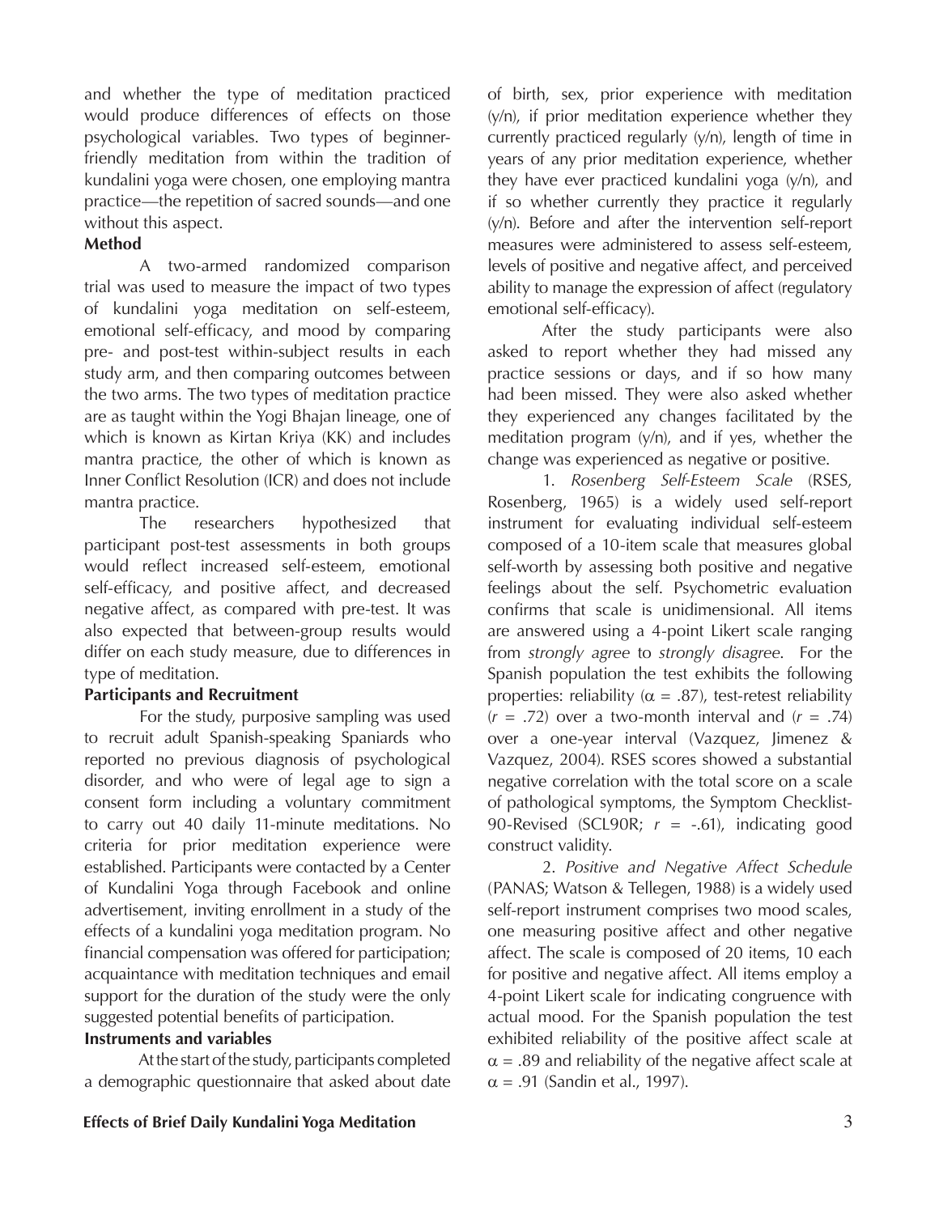and whether the type of meditation practiced would produce differences of effects on those psychological variables. Two types of beginner-friendly meditation from within the tradition of kundalini yoga were chosen, one employing mantra practice—the repetition of sacred sounds—and one without this aspect.

**Method**

A two-armed randomized comparison trial was used to measure the impact of two types of kundalini yoga meditation on self-esteem, emotional self-efficacy, and mood by comparing pre- and post-test within-subject results in each study arm, and then comparing outcomes between the two arms. The two types of meditation practice are as taught within the Yogi Bhajan lineage, one of which is known as Kirtan Kriya (KK) and includes mantra practice, the other of which is known as Inner Conflict Resolution (ICR) and does not include mantra practice.

The researchers hypothesized that participant post-test assessments in both groups would reflect increased self-esteem, emotional self-efficacy, and positive affect, and decreased negative affect, as compared with pre-test. It was also expected that between-group results would differ on each study measure, due to differences in type of meditation.

**Participants and Recruitment**

For the study, purposive sampling was used to recruit adult Spanish-speaking Spaniards who reported no previous diagnosis of psychological disorder, and who were of legal age to sign a consent form including a voluntary commitment to carry out 40 daily 11-minute meditations. No criteria for prior meditation experience were established. Participants were contacted by a Center of Kundalini Yoga through Facebook and online advertisement, inviting enrollment in a study of the effects of a kundalini yoga meditation program. No financial compensation was offered for participation; acquaintance with meditation techniques and email support for the duration of the study were the only suggested potential benefits of participation.

**Instruments and variables**

At the start of the study, participants completed a demographic questionnaire that asked about date of birth, sex, prior experience with meditation (y/n), if prior meditation experience whether they currently practiced regularly (y/n), length of time in years of any prior meditation experience, whether they have ever practiced kundalini yoga (y/n), and if so whether currently they practice it regularly (y/n). Before and after the intervention self-report measures were administered to assess self-esteem, levels of positive and negative affect, and perceived ability to manage the expression of affect (regulatory emotional self-efficacy).

After the study participants were also asked to report whether they had missed any practice sessions or days, and if so how many had been missed. They were also asked whether they experienced any changes facilitated by the meditation program (y/n), and if yes, whether the change was experienced as negative or positive.

1. *Rosenberg Self-Esteem Scale* (RSES, Rosenberg, 1965) is a widely used self-report instrument for evaluating individual self-esteem composed of a 10-item scale that measures global self-worth by assessing both positive and negative feelings about the self. Psychometric evaluation confirms that scale is unidimensional. All items are answered using a 4-point Likert scale ranging from *strongly agree* to *strongly disagree*. For the Spanish population the test exhibits the following properties: reliability ($\alpha = .87$), test-retest reliability ($r = .72$) over a two-month interval and ($r = .74$) over a one-year interval (Vazquez, Jimenez & Vazquez, 2004). RSES scores showed a substantial negative correlation with the total score on a scale of pathological symptoms, the Symptom Checklist-90-Revised (SCL90R; $r = -.61$), indicating good construct validity.

2. *Positive and Negative Affect Schedule* (PANAS; Watson & Tellegen, 1988) is a widely used self-report instrument comprises two mood scales, one measuring positive affect and other negative affect. The scale is composed of 20 items, 10 each for positive and negative affect. All items employ a 4-point Likert scale for indicating congruence with actual mood. For the Spanish population the test exhibited reliability of the positive affect scale at $\alpha = .89$ and reliability of the negative affect scale at $\alpha = .91$ (Sandin et al., 1997).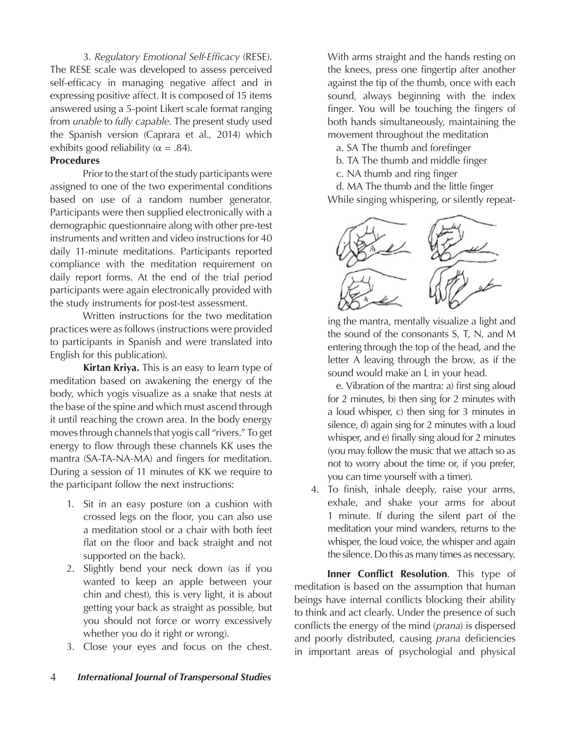3. *Regulatory Emotional Self-Efficacy* (RESE). The RESE scale was developed to assess perceived self-efficacy in managing negative affect and in expressing positive affect. It is composed of 15 items answered using a 5-point Likert scale format ranging from *unable* to *fully capable*. The present study used the Spanish version (Caprara et al., 2014) which exhibits good reliability ($\alpha = .84$).

**Procedures**

Prior to the start of the study participants were assigned to one of the two experimental conditions based on use of a random number generator. Participants were then supplied electronically with a demographic questionnaire along with other pre-test instruments and written and video instructions for 40 daily 11-minute meditations. Participants reported compliance with the meditation requirement on daily report forms. At the end of the trial period participants were again electronically provided with the study instruments for post-test assessment.

Written instructions for the two meditation practices were as follows (instructions were provided to participants in Spanish and were translated into English for this publication).

**Kirtan Kriya.** This is an easy to learn type of meditation based on awakening the energy of the body, which yogis visualize as a snake that nests at the base of the spine and which must ascend through it until reaching the crown area. In the body energy moves through channels that yogis call "rivers." To get energy to flow through these channels KK uses the mantra (SA-TA-NA-MA) and fingers for meditation. During a session of 11 minutes of KK we require to the participant follow the next instructions:

1. Sit in an easy posture (on a cushion with crossed legs on the floor, you can also use a meditation stool or a chair with both feet flat on the floor and back straight and not supported on the back).
2. Slightly bend your neck down (as if you wanted to keep an apple between your chin and chest), this is very light, it is about getting your back as straight as possible, but you should not force or worry excessively whether you do it right or wrong).
3. Close your eyes and focus on the chest. With arms straight and the hands resting on the knees, press one fingertip after another against the tip of the thumb, once with each sound, always beginning with the index finger. You will be touching the fingers of both hands simultaneously, maintaining the movement throughout the meditation
   a. SA The thumb and forefinger
   b. TA The thumb and middle finger
   c. NA thumb and ring finger
   d. MA The thumb and the little finger

   While singing whispering, or silently repeating the mantra, mentally visualize a light and the sound of the consonants S, T, N, and M entering through the top of the head, and the letter A leaving through the brow, as if the sound would make an L in your head.

   e. Vibration of the mantra: a) first sing aloud for 2 minutes, b) then sing for 2 minutes with a loud whisper, c) then sing for 3 minutes in silence, d) again sing for 2 minutes with a loud whisper, and e) finally sing aloud for 2 minutes (you may follow the music that we attach so as not to worry about the time or, if you prefer, you can time yourself with a timer).
4. To finish, inhale deeply, raise your arms, exhale, and shake your arms for about 1 minute. If during the silent part of the meditation your mind wanders, returns to the whisper, the loud voice, the whisper and again the silence. Do this as many times as necessary.

**Inner Conflict Resolution**. This type of meditation is based on the assumption that human beings have internal conflicts blocking their ability to think and act clearly. Under the presence of such conflicts the energy of the mind (*prana*) is dispersed and poorly distributed, causing *prana* deficiencies in important areas of psychologial and physical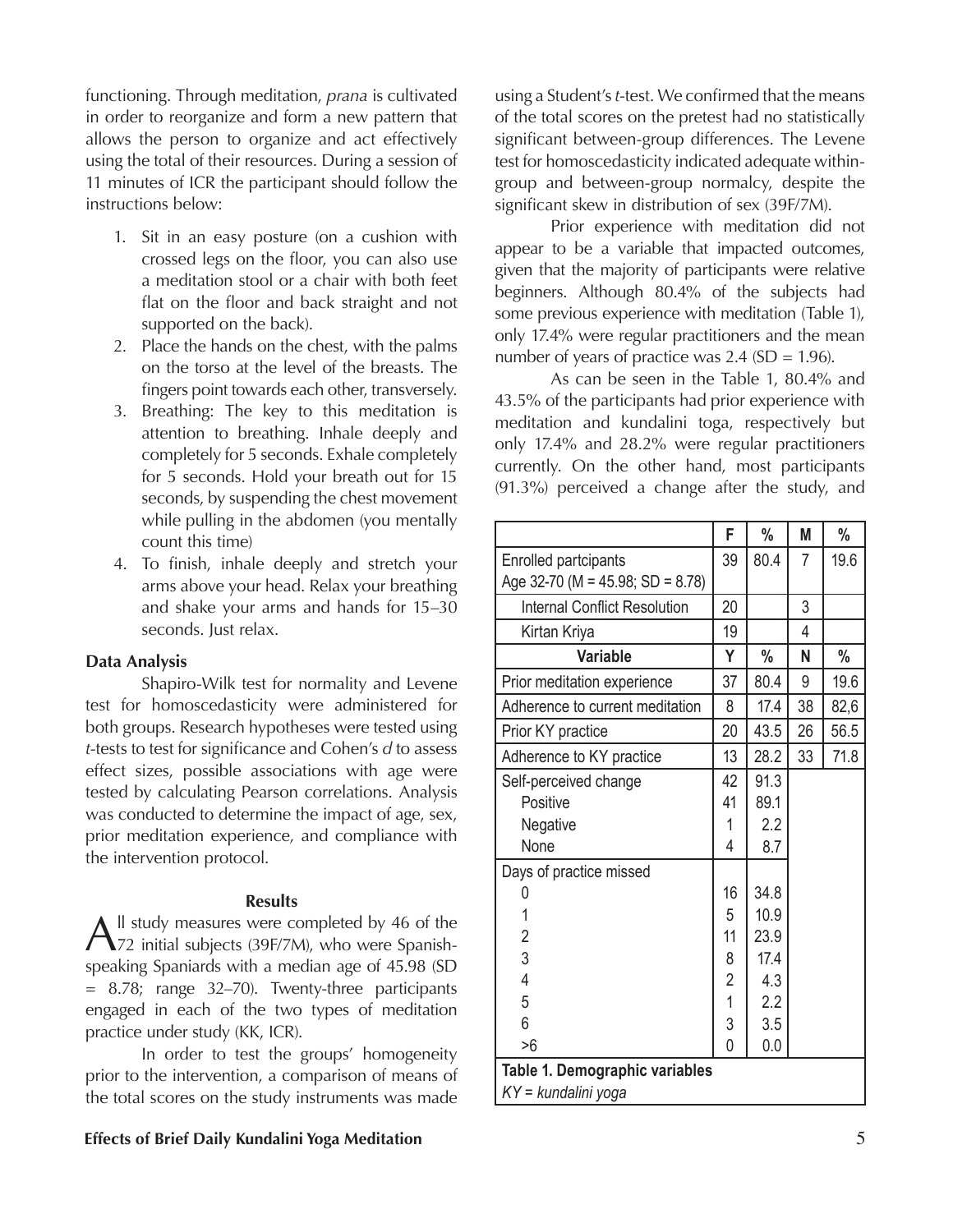functioning. Through meditation, *prana* is cultivated in order to reorganize and form a new pattern that allows the person to organize and act effectively using the total of their resources. During a session of 11 minutes of ICR the participant should follow the instructions below:

1. Sit in an easy posture (on a cushion with crossed legs on the floor, you can also use a meditation stool or a chair with both feet flat on the floor and back straight and not supported on the back).
2. Place the hands on the chest, with the palms on the torso at the level of the breasts. The fingers point towards each other, transversely.
3. Breathing: The key to this meditation is attention to breathing. Inhale deeply and completely for 5 seconds. Exhale completely for 5 seconds. Hold your breath out for 15 seconds, by suspending the chest movement while pulling in the abdomen (you mentally count this time)
4. To finish, inhale deeply and stretch your arms above your head. Relax your breathing and shake your arms and hands for 15–30 seconds. Just relax.

### Data Analysis

Shapiro-Wilk test for normality and Levene test for homoscedasticity were administered for both groups. Research hypotheses were tested using *t*-tests to test for significance and Cohen's *d* to assess effect sizes, possible associations with age were tested by calculating Pearson correlations. Analysis was conducted to determine the impact of age, sex, prior meditation experience, and compliance with the intervention protocol.

## Results

All study measures were completed by 46 of the 72 initial subjects (39F/7M), who were Spanish-speaking Spaniards with a median age of 45.98 (SD = 8.78; range 32–70). Twenty-three participants engaged in each of the two types of meditation practice under study (KK, ICR).

In order to test the groups' homogeneity prior to the intervention, a comparison of means of the total scores on the study instruments was made using a Student's *t*-test. We confirmed that the means of the total scores on the pretest had no statistically significant between-group differences. The Levene test for homoscedasticity indicated adequate within-group and between-group normalcy, despite the significant skew in distribution of sex (39F/7M).

Prior experience with meditation did not appear to be a variable that impacted outcomes, given that the majority of participants were relative beginners. Although 80.4% of the subjects had some previous experience with meditation (Table 1), only 17.4% were regular practitioners and the mean number of years of practice was 2.4 (SD = 1.96).

As can be seen in the Table 1, 80.4% and 43.5% of the participants had prior experience with meditation and kundalini toga, respectively but only 17.4% and 28.2% were regular practitioners currently. On the other hand, most participants (91.3%) perceived a change after the study, and

| | F | % | M | % |
|---|---|---|---|---|
| Enrolled partcipants<br>Age 32-70 (M = 45.98; SD = 8.78) | 39 | 80.4 | 7 | 19.6 |
| Internal Conflict Resolution | 20 | | 3 | |
| Kirtan Kriya | 19 | | 4 | |
| **Variable** | **Y** | **%** | **N** | **%** |
| Prior meditation experience | 37 | 80.4 | 9 | 19.6 |
| Adherence to current meditation | 8 | 17.4 | 38 | 82,6 |
| Prior KY practice | 20 | 43.5 | 26 | 56.5 |
| Adherence to KY practice | 13 | 28.2 | 33 | 71.8 |
| Self-perceived change | 42 | 91.3 | | |
| Positive | 41 | 89.1 | | |
| Negative | 1 | 2.2 | | |
| None | 4 | 8.7 | | |
| Days of practice missed | | | | |
| 0 | 16 | 34.8 | | |
| 1 | 5 | 10.9 | | |
| 2 | 11 | 23.9 | | |
| 3 | 8 | 17.4 | | |
| 4 | 2 | 4.3 | | |
| 5 | 1 | 2.2 | | |
| 6 | 3 | 3.5 | | |
| >6 | 0 | 0.0 | | |

**Table 1. Demographic variables**
*KY = kundalini yoga*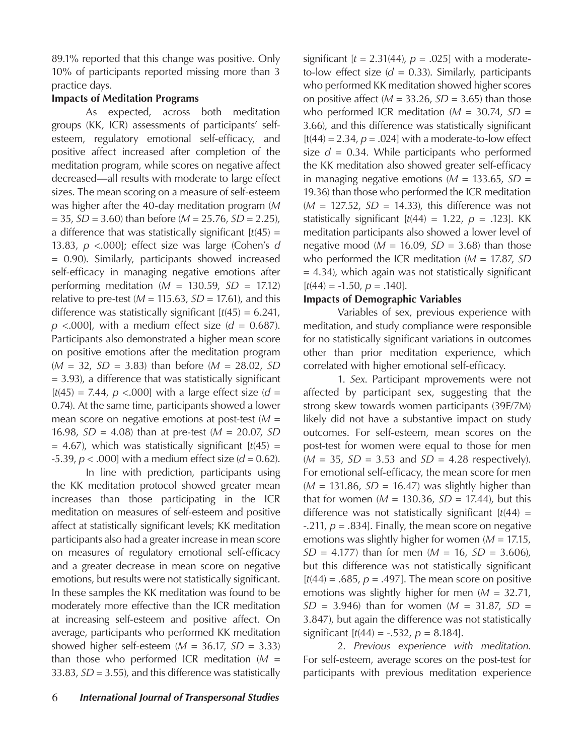89.1% reported that this change was positive. Only 10% of participants reported missing more than 3 practice days.

**Impacts of Meditation Programs**

As expected, across both meditation groups (KK, ICR) assessments of participants' self-esteem, regulatory emotional self-efficacy, and positive affect increased after completion of the meditation program, while scores on negative affect decreased—all results with moderate to large effect sizes. The mean scoring on a measure of self-esteem was higher after the 40-day meditation program ($M = 35$, $SD = 3.60$) than before ($M = 25.76$, $SD = 2.25$), a difference that was statistically significant [$t(45) = 13.83$, $p < .000$]; effect size was large (Cohen's $d = 0.90$). Similarly, participants showed increased self-efficacy in managing negative emotions after performing meditation ($M = 130.59$, $SD = 17.12$) relative to pre-test ($M = 115.63$, $SD = 17.61$), and this difference was statistically significant [$t(45) = 6.241$, $p < .000$], with a medium effect size ($d = 0.687$). Participants also demonstrated a higher mean score on positive emotions after the meditation program ($M = 32$, $SD = 3.83$) than before ($M = 28.02$, $SD = 3.93$), a difference that was statistically significant [$t(45) = 7.44$, $p < .000$] with a large effect size ($d = 0.74$). At the same time, participants showed a lower mean score on negative emotions at post-test ($M = 16.98$, $SD = 4.08$) than at pre-test ($M = 20.07$, $SD = 4.67$), which was statistically significant [$t(45) = -5.39$, $p < .000$] with a medium effect size ($d = 0.62$).

In line with prediction, participants using the KK meditation protocol showed greater mean increases than those participating in the ICR meditation on measures of self-esteem and positive affect at statistically significant levels; KK meditation participants also had a greater increase in mean score on measures of regulatory emotional self-efficacy and a greater decrease in mean score on negative emotions, but results were not statistically significant. In these samples the KK meditation was found to be moderately more effective than the ICR meditation at increasing self-esteem and positive affect. On average, participants who performed KK meditation showed higher self-esteem ($M = 36.17$, $SD = 3.33$) than those who performed ICR meditation ($M = 33.83$, $SD = 3.55$), and this difference was statistically significant [$t = 2.31(44)$, $p = .025$] with a moderate-to-low effect size ($d = 0.33$). Similarly, participants who performed KK meditation showed higher scores on positive affect ($M = 33.26$, $SD = 3.65$) than those who performed ICR meditation ($M = 30.74$, $SD = 3.66$), and this difference was statistically significant [$t(44) = 2.34$, $p = .024$] with a moderate-to-low effect size $d = 0.34$. While participants who performed the KK meditation also showed greater self-efficacy in managing negative emotions ($M = 133.65$, $SD = 19.36$) than those who performed the ICR meditation ($M = 127.52$, $SD = 14.33$), this difference was not statistically significant [$t(44) = 1.22$, $p = .123$]. KK meditation participants also showed a lower level of negative mood ($M = 16.09$, $SD = 3.68$) than those who performed the ICR meditation ($M = 17.87$, $SD = 4.34$), which again was not statistically significant [$t(44) = -1.50$, $p = .140$].

**Impacts of Demographic Variables**

Variables of sex, previous experience with meditation, and study compliance were responsible for no statistically significant variations in outcomes other than prior meditation experience, which correlated with higher emotional self-efficacy.

1. *Sex*. Participant mprovements were not affected by participant sex, suggesting that the strong skew towards women participants (39F/7M) likely did not have a substantive impact on study outcomes. For self-esteem, mean scores on the post-test for women were equal to those for men ($M = 35$, $SD = 3.53$ and $SD = 4.28$ respectively). For emotional self-efficacy, the mean score for men ($M = 131.86$, $SD = 16.47$) was slightly higher than that for women ($M = 130.36$, $SD = 17.44$), but this difference was not statistically significant [$t(44) = -.211$, $p = .834$]. Finally, the mean score on negative emotions was slightly higher for women ($M = 17.15$, $SD = 4.177$) than for men ($M = 16$, $SD = 3.606$), but this difference was not statistically significant [$t(44) = .685$, $p = .497$]. The mean score on positive emotions was slightly higher for men ($M = 32.71$, $SD = 3.946$) than for women ($M = 31.87$, $SD = 3.847$), but again the difference was not statistically significant [$t(44) = -.532$, $p = 8.184$].

2. *Previous experience with meditation*. For self-esteem, average scores on the post-test for participants with previous meditation experience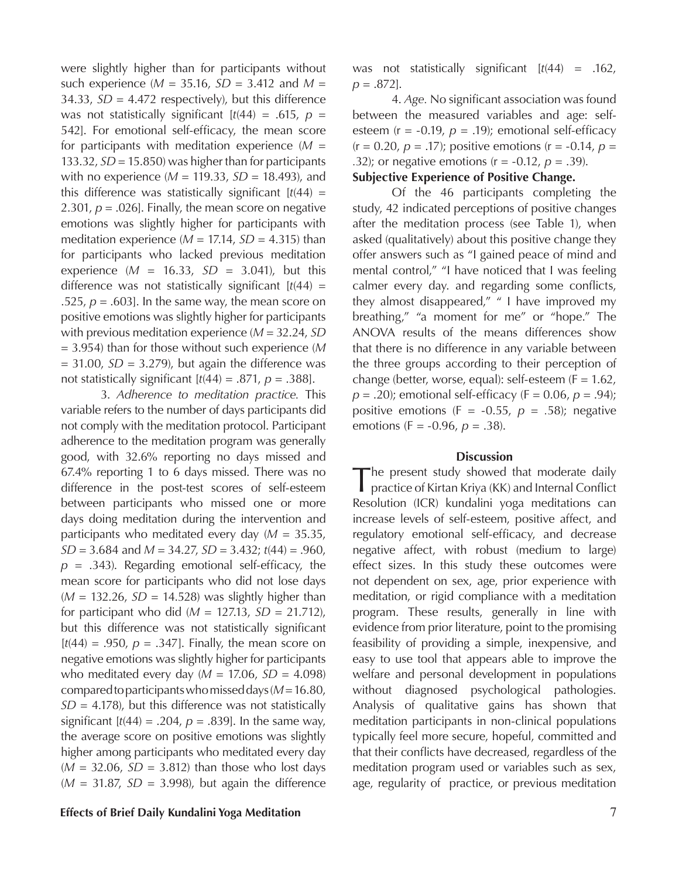were slightly higher than for participants without such experience ($M$ = 35.16, $SD$ = 3.412 and $M$ = 34.33, $SD$ = 4.472 respectively), but this difference was not statistically significant [$t(44)$ = .615, $p$ = 542]. For emotional self-efficacy, the mean score for participants with meditation experience ($M$ = 133.32, $SD$ = 15.850) was higher than for participants with no experience ($M$ = 119.33, $SD$ = 18.493), and this difference was statistically significant [$t(44)$ = 2.301, $p$ = .026]. Finally, the mean score on negative emotions was slightly higher for participants with meditation experience ($M$ = 17.14, $SD$ = 4.315) than for participants who lacked previous meditation experience ($M$ = 16.33, $SD$ = 3.041), but this difference was not statistically significant [$t(44)$ = .525, $p$ = .603]. In the same way, the mean score on positive emotions was slightly higher for participants with previous meditation experience ($M$ = 32.24, $SD$ = 3.954) than for those without such experience ($M$ = 31.00, $SD$ = 3.279), but again the difference was not statistically significant [$t(44)$ = .871, $p$ = .388].

3. *Adherence to meditation practice.* This variable refers to the number of days participants did not comply with the meditation protocol. Participant adherence to the meditation program was generally good, with 32.6% reporting no days missed and 67.4% reporting 1 to 6 days missed. There was no difference in the post-test scores of self-esteem between participants who missed one or more days doing meditation during the intervention and participants who meditated every day ($M$ = 35.35, $SD$ = 3.684 and $M$ = 34.27, $SD$ = 3.432; $t(44)$ = .960, $p$ = .343). Regarding emotional self-efficacy, the mean score for participants who did not lose days ($M$ = 132.26, $SD$ = 14.528) was slightly higher than for participant who did ($M$ = 127.13, $SD$ = 21.712), but this difference was not statistically significant [$t(44)$ = .950, $p$ = .347]. Finally, the mean score on negative emotions was slightly higher for participants who meditated every day ($M$ = 17.06, $SD$ = 4.098) compared to participants who missed days ($M$ = 16.80, $SD$ = 4.178), but this difference was not statistically significant [$t(44)$ = .204, $p$ = .839]. In the same way, the average score on positive emotions was slightly higher among participants who meditated every day ($M$ = 32.06, $SD$ = 3.812) than those who lost days ($M$ = 31.87, $SD$ = 3.998), but again the difference was not statistically significant [$t(44)$ = .162, $p$ = .872].

4. *Age.* No significant association was found between the measured variables and age: self-esteem (r = -0.19, $p$ = .19); emotional self-efficacy (r = 0.20, $p$ = .17); positive emotions (r = -0.14, $p$ = .32); or negative emotions (r = -0.12, $p$ = .39).

**Subjective Experience of Positive Change.**

Of the 46 participants completing the study, 42 indicated perceptions of positive changes after the meditation process (see Table 1), when asked (qualitatively) about this positive change they offer answers such as "I gained peace of mind and mental control," "I have noticed that I was feeling calmer every day. and regarding some conflicts, they almost disappeared," " I have improved my breathing," "a moment for me" or "hope." The ANOVA results of the means differences show that there is no difference in any variable between the three groups according to their perception of change (better, worse, equal): self-esteem (F = 1.62, $p$ = .20); emotional self-efficacy (F = 0.06, $p$ = .94); positive emotions (F = -0.55, $p$ = .58); negative emotions (F = -0.96, $p$ = .38).

## Discussion

The present study showed that moderate daily practice of Kirtan Kriya (KK) and Internal Conflict Resolution (ICR) kundalini yoga meditations can increase levels of self-esteem, positive affect, and regulatory emotional self-efficacy, and decrease negative affect, with robust (medium to large) effect sizes. In this study these outcomes were not dependent on sex, age, prior experience with meditation, or rigid compliance with a meditation program. These results, generally in line with evidence from prior literature, point to the promising feasibility of providing a simple, inexpensive, and easy to use tool that appears able to improve the welfare and personal development in populations without diagnosed psychological pathologies. Analysis of qualitative gains has shown that meditation participants in non-clinical populations typically feel more secure, hopeful, committed and that their conflicts have decreased, regardless of the meditation program used or variables such as sex, age, regularity of practice, or previous meditation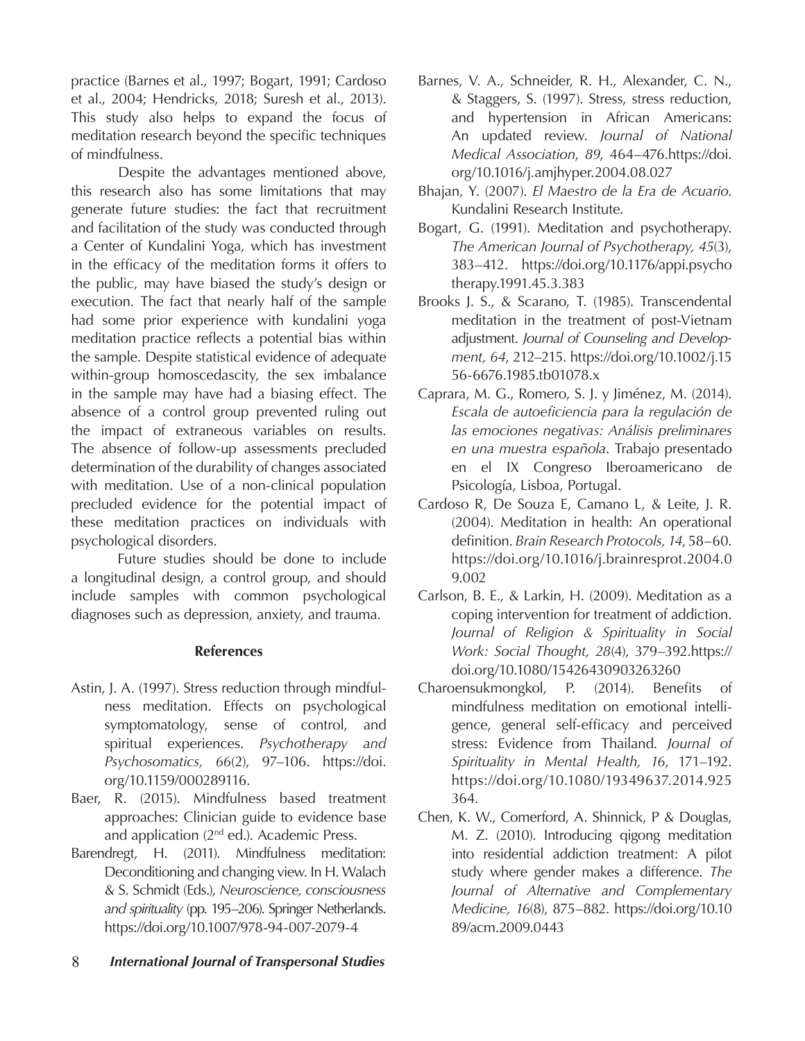practice (Barnes et al., 1997; Bogart, 1991; Cardoso et al., 2004; Hendricks, 2018; Suresh et al., 2013). This study also helps to expand the focus of meditation research beyond the specific techniques of mindfulness.

Despite the advantages mentioned above, this research also has some limitations that may generate future studies: the fact that recruitment and facilitation of the study was conducted through a Center of Kundalini Yoga, which has investment in the efficacy of the meditation forms it offers to the public, may have biased the study's design or execution. The fact that nearly half of the sample had some prior experience with kundalini yoga meditation practice reflects a potential bias within the sample. Despite statistical evidence of adequate within-group homoscedascity, the sex imbalance in the sample may have had a biasing effect. The absence of a control group prevented ruling out the impact of extraneous variables on results. The absence of follow-up assessments precluded determination of the durability of changes associated with meditation. Use of a non-clinical population precluded evidence for the potential impact of these meditation practices on individuals with psychological disorders.

Future studies should be done to include a longitudinal design, a control group, and should include samples with common psychological diagnoses such as depression, anxiety, and trauma.

## References

Astin, J. A. (1997). Stress reduction through mindfulness meditation. Effects on psychological symptomatology, sense of control, and spiritual experiences. *Psychotherapy and Psychosomatics, 66*(2), 97–106. https://doi.org/10.1159/000289116.

Baer, R. (2015). Mindfulness based treatment approaches: Clinician guide to evidence base and application (2nd ed.). Academic Press.

Barendregt, H. (2011). Mindfulness meditation: Deconditioning and changing view. In H. Walach & S. Schmidt (Eds.), *Neuroscience, consciousness and spirituality* (pp. 195–206). Springer Netherlands. https://doi.org/10.1007/978-94-007-2079-4

Barnes, V. A., Schneider, R. H., Alexander, C. N., & Staggers, S. (1997). Stress, stress reduction, and hypertension in African Americans: An updated review. *Journal of National Medical Association*, *89*, 464–476.https://doi.org/10.1016/j.amjhyper.2004.08.027

Bhajan, Y. (2007). *El Maestro de la Era de Acuario*. Kundalini Research Institute.

Bogart, G. (1991). Meditation and psychotherapy. *The American Journal of Psychotherapy, 45*(3), 383–412. https://doi.org/10.1176/appi.psychotherapy.1991.45.3.383

Brooks J. S., & Scarano, T. (1985). Transcendental meditation in the treatment of post-Vietnam adjustment. *Journal of Counseling and Development, 64*, 212–215. https://doi.org/10.1002/j.1556-6676.1985.tb01078.x

Caprara, M. G., Romero, S. J. y Jiménez, M. (2014). *Escala de autoeficiencia para la regulación de las emociones negativas: Análisis preliminares en una muestra española*. Trabajo presentado en el IX Congreso Iberoamericano de Psicología, Lisboa, Portugal.

Cardoso R, De Souza E, Camano L, & Leite, J. R. (2004). Meditation in health: An operational definition. *Brain Research Protocols, 14*, 58–60. https://doi.org/10.1016/j.brainresprot.2004.09.002

Carlson, B. E., & Larkin, H. (2009). Meditation as a coping intervention for treatment of addiction. *Journal of Religion & Spirituality in Social Work: Social Thought, 28*(4), 379–392.https://doi.org/10.1080/15426430903263260

Charoensukmongkol, P. (2014). Benefits of mindfulness meditation on emotional intelligence, general self-efficacy and perceived stress: Evidence from Thailand. *Journal of Spirituality in Mental Health, 16*, 171–192. https://doi.org/10.1080/19349637.2014.925364.

Chen, K. W., Comerford, A. Shinnick, P & Douglas, M. Z. (2010). Introducing qigong meditation into residential addiction treatment: A pilot study where gender makes a difference. *The Journal of Alternative and Complementary Medicine, 16*(8), 875–882. https://doi.org/10.1089/acm.2009.0443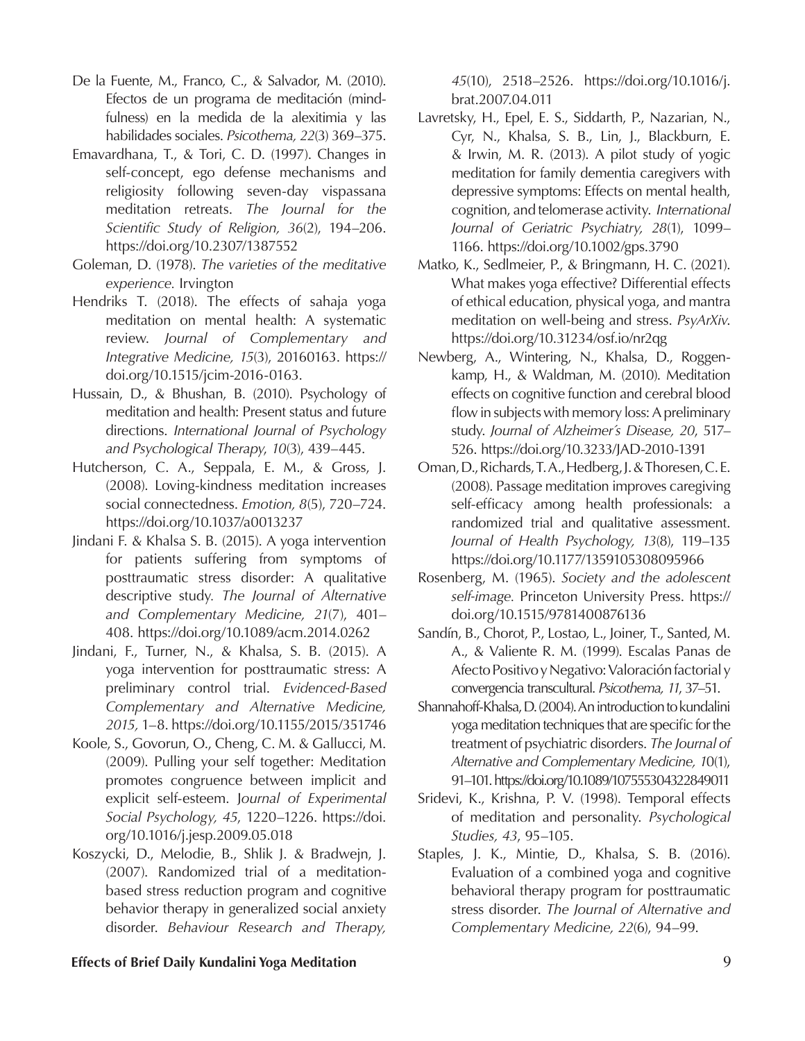De la Fuente, M., Franco, C., & Salvador, M. (2010). Efectos de un programa de meditación (mindfulness) en la medida de la alexitimia y las habilidades sociales. *Psicothema, 22*(3) 369–375.

Emavardhana, T., & Tori, C. D. (1997). Changes in self-concept, ego defense mechanisms and religiosity following seven-day vispassana meditation retreats. *The Journal for the Scientific Study of Religion, 36*(2), 194–206. https://doi.org/10.2307/1387552

Goleman, D. (1978). *The varieties of the meditative experience*. Irvington

Hendriks T. (2018). The effects of sahaja yoga meditation on mental health: A systematic review. *Journal of Complementary and Integrative Medicine, 15*(3), 20160163. https://doi.org/10.1515/jcim-2016-0163.

Hussain, D., & Bhushan, B. (2010). Psychology of meditation and health: Present status and future directions. *International Journal of Psychology and Psychological Therapy*, *10*(3), 439–445.

Hutcherson, C. A., Seppala, E. M., & Gross, J. (2008). Loving-kindness meditation increases social connectedness. *Emotion, 8*(5), 720–724. https://doi.org/10.1037/a0013237

Jindani F. & Khalsa S. B. (2015). A yoga intervention for patients suffering from symptoms of posttraumatic stress disorder: A qualitative descriptive study. *The Journal of Alternative and Complementary Medicine, 21*(7), 401–408. https://doi.org/10.1089/acm.2014.0262

Jindani, F., Turner, N., & Khalsa, S. B. (2015). A yoga intervention for posttraumatic stress: A preliminary control trial. *Evidenced-Based Complementary and Alternative Medicine, 2015,* 1–8. https://doi.org/10.1155/2015/351746

Koole, S., Govorun, O., Cheng, C. M. & Gallucci, M. (2009). Pulling your self together: Meditation promotes congruence between implicit and explicit self-esteem. J*ournal of Experimental Social Psychology, 45*, 1220–1226. https://doi.org/10.1016/j.jesp.2009.05.018

Koszycki, D., Melodie, B., Shlik J. & Bradwejn, J. (2007). Randomized trial of a meditation-based stress reduction program and cognitive behavior therapy in generalized social anxiety disorder. *Behaviour Research and Therapy, 45*(10), 2518–2526. https://doi.org/10.1016/j.brat.2007.04.011

Lavretsky, H., Epel, E. S., Siddarth, P., Nazarian, N., Cyr, N., Khalsa, S. B., Lin, J., Blackburn, E. & Irwin, M. R. (2013). A pilot study of yogic meditation for family dementia caregivers with depressive symptoms: Effects on mental health, cognition, and telomerase activity. *International Journal of Geriatric Psychiatry, 28*(1), 1099–1166. https://doi.org/10.1002/gps.3790

Matko, K., Sedlmeier, P., & Bringmann, H. C. (2021). What makes yoga effective? Differential effects of ethical education, physical yoga, and mantra meditation on well-being and stress. *PsyArXiv*. https://doi.org/10.31234/osf.io/nr2qg

Newberg, A., Wintering, N., Khalsa, D., Roggenkamp, H., & Waldman, M. (2010). Meditation effects on cognitive function and cerebral blood flow in subjects with memory loss: A preliminary study. *Journal of Alzheimer´s Disease, 20*, 517–526. https://doi.org/10.3233/JAD-2010-1391

Oman, D., Richards, T. A., Hedberg, J. & Thoresen, C. E. (2008). Passage meditation improves caregiving self-efficacy among health professionals: a randomized trial and qualitative assessment. *Journal of Health Psychology, 13*(8), 119–135 https://doi.org/10.1177/1359105308095966

Rosenberg, M. (1965). *Society and the adolescent self-image*. Princeton University Press. https://doi.org/10.1515/9781400876136

Sandín, B., Chorot, P., Lostao, L., Joiner, T., Santed, M. A., & Valiente R. M. (1999). Escalas Panas de Afecto Positivo y Negativo: Valoración factorial y convergencia transcultural. *Psicothema, 11*, 37–51.

Shannahoff-Khalsa, D. (2004). An introduction to kundalini yoga meditation techniques that are specific for the treatment of psychiatric disorders. *The Journal of Alternative and Complementary Medicine, 10*(1), 91–101. https://doi.org/10.1089/107555304322849011

Sridevi, K., Krishna, P. V. (1998). Temporal effects of meditation and personality. *Psychological Studies, 43*, 95–105.

Staples, J. K., Mintie, D., Khalsa, S. B. (2016). Evaluation of a combined yoga and cognitive behavioral therapy program for posttraumatic stress disorder. *The Journal of Alternative and Complementary Medicine, 22*(6), 94–99.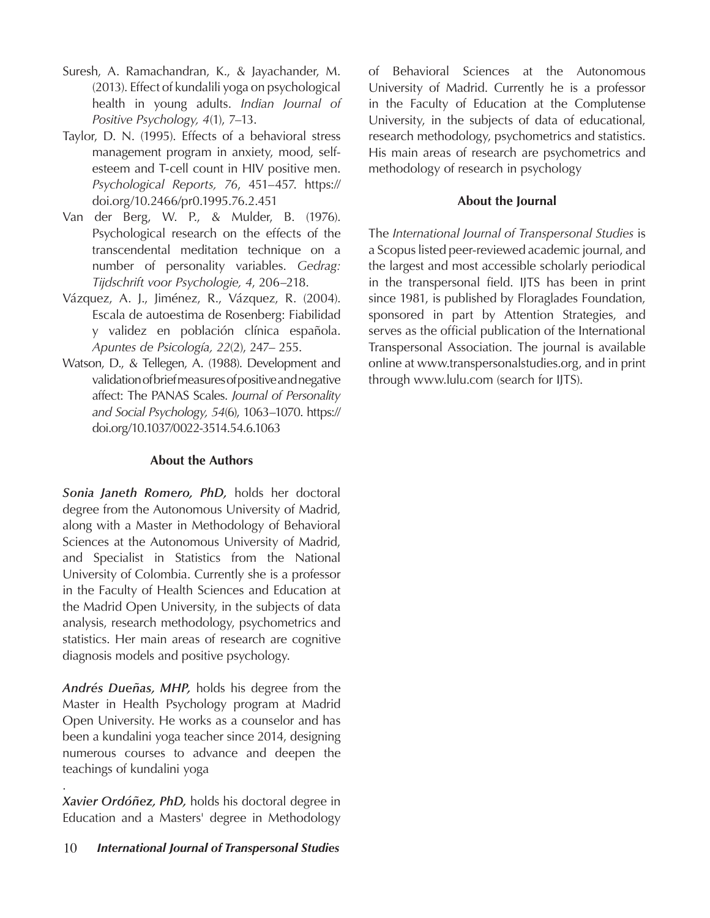Suresh, A. Ramachandran, K., & Jayachander, M. (2013). Effect of kundalili yoga on psychological health in young adults. *Indian Journal of Positive Psychology, 4*(1), 7–13.

Taylor, D. N. (1995). Effects of a behavioral stress management program in anxiety, mood, self-esteem and T-cell count in HIV positive men. *Psychological Reports, 76*, 451–457. https://doi.org/10.2466/pr0.1995.76.2.451

Van der Berg, W. P., & Mulder, B. (1976). Psychological research on the effects of the transcendental meditation technique on a number of personality variables. *Gedrag: Tijdschrift voor Psychologie, 4*, 206–218.

Vázquez, A. J., Jiménez, R., Vázquez, R. (2004). Escala de autoestima de Rosenberg: Fiabilidad y validez en población clínica española. *Apuntes de Psicología, 22*(2), 247– 255.

Watson, D., & Tellegen, A. (1988). Development and validation of brief measures of positive and negative affect: The PANAS Scales. *Journal of Personality and Social Psychology, 54*(6), 1063–1070. https://doi.org/10.1037/0022-3514.54.6.1063

## About the Authors

***Sonia Janeth Romero, PhD,*** holds her doctoral degree from the Autonomous University of Madrid, along with a Master in Methodology of Behavioral Sciences at the Autonomous University of Madrid, and Specialist in Statistics from the National University of Colombia. Currently she is a professor in the Faculty of Health Sciences and Education at the Madrid Open University, in the subjects of data analysis, research methodology, psychometrics and statistics. Her main areas of research are cognitive diagnosis models and positive psychology.

***Andrés Dueñas, MHP,*** holds his degree from the Master in Health Psychology program at Madrid Open University. He works as a counselor and has been a kundalini yoga teacher since 2014, designing numerous courses to advance and deepen the teachings of kundalini yoga

.

***Xavier Ordóñez, PhD,*** holds his doctoral degree in Education and a Masters' degree in Methodology of Behavioral Sciences at the Autonomous University of Madrid. Currently he is a professor in the Faculty of Education at the Complutense University, in the subjects of data of educational, research methodology, psychometrics and statistics. His main areas of research are psychometrics and methodology of research in psychology

## About the Journal

The *International Journal of Transpersonal Studies* is a Scopus listed peer-reviewed academic journal, and the largest and most accessible scholarly periodical in the transpersonal field. IJTS has been in print since 1981, is published by Floraglades Foundation, sponsored in part by Attention Strategies, and serves as the official publication of the International Transpersonal Association. The journal is available online at www.transpersonalstudies.org, and in print through www.lulu.com (search for IJTS).